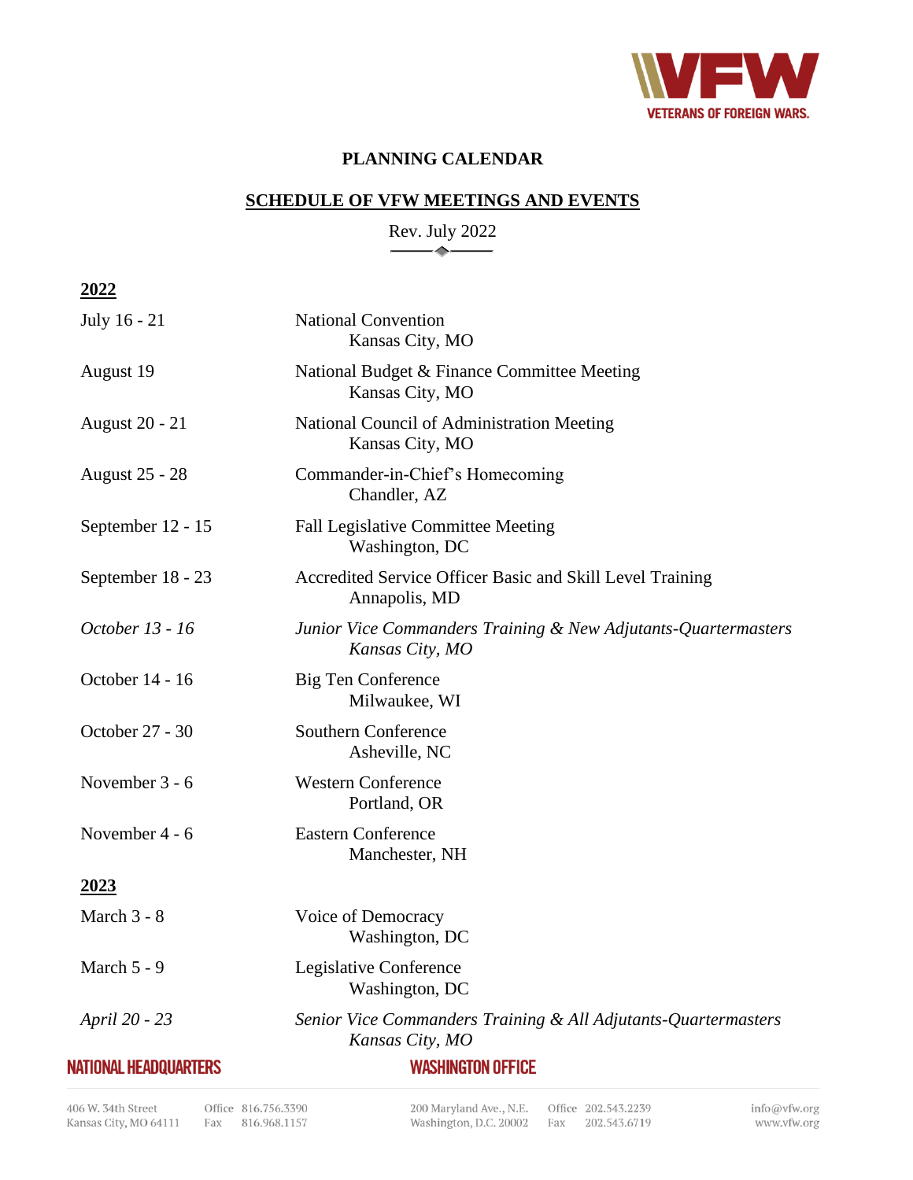# PLANNING CALENDAR

## SCHEDULE OF VFW MEETINGS AND EVENTS

Rev. July 2022

**2022**

| | |
|---|---|
| July 16 - 21 | National Convention<br>Kansas City, MO |
| August 19 | National Budget & Finance Committee Meeting<br>Kansas City, MO |
| August 20 - 21 | National Council of Administration Meeting<br>Kansas City, MO |
| August 25 - 28 | Commander-in-Chief's Homecoming<br>Chandler, AZ |
| September 12 - 15 | Fall Legislative Committee Meeting<br>Washington, DC |
| September 18 - 23 | Accredited Service Officer Basic and Skill Level Training<br>Annapolis, MD |
| *October 13 - 16* | *Junior Vice Commanders Training & New Adjutants-Quartermasters*<br>*Kansas City, MO* |
| October 14 - 16 | Big Ten Conference<br>Milwaukee, WI |
| October 27 - 30 | Southern Conference<br>Asheville, NC |
| November 3 - 6 | Western Conference<br>Portland, OR |
| November 4 - 6 | Eastern Conference<br>Manchester, NH |

**2023**

| | |
|---|---|
| March 3 - 8 | Voice of Democracy<br>Washington, DC |
| March 5 - 9 | Legislative Conference<br>Washington, DC |
| *April 20 - 23* | *Senior Vice Commanders Training & All Adjutants-Quartermasters*<br>*Kansas City, MO* |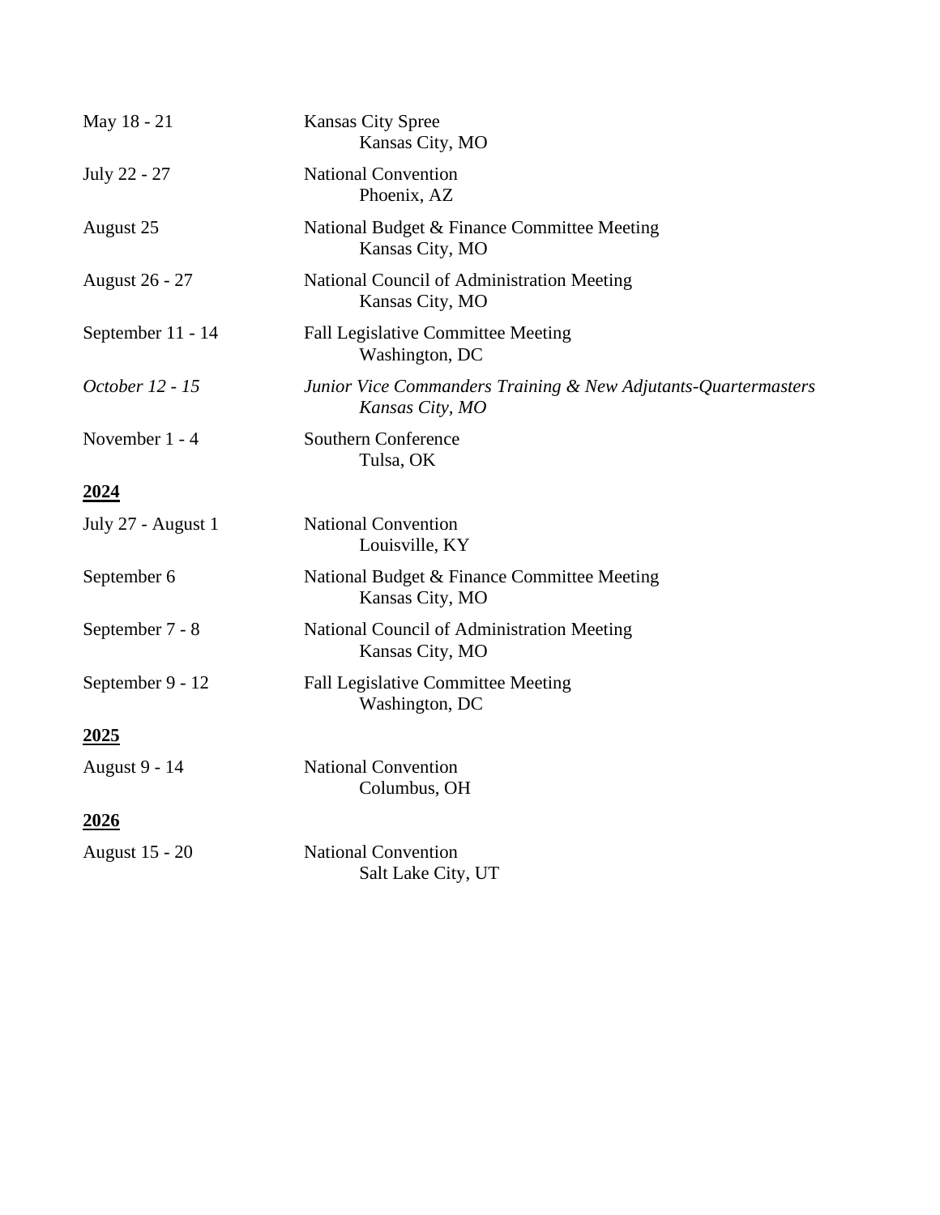| | |
|---|---|
| May 18 - 21 | Kansas City Spree<br>Kansas City, MO |
| July 22 - 27 | National Convention<br>Phoenix, AZ |
| August 25 | National Budget & Finance Committee Meeting<br>Kansas City, MO |
| August 26 - 27 | National Council of Administration Meeting<br>Kansas City, MO |
| September 11 - 14 | Fall Legislative Committee Meeting<br>Washington, DC |
| *October 12 - 15* | *Junior Vice Commanders Training & New Adjutants-Quartermasters*<br>*Kansas City, MO* |
| November 1 - 4 | Southern Conference<br>Tulsa, OK |

**<u>2024</u>**

| | |
|---|---|
| July 27 - August 1 | National Convention<br>Louisville, KY |
| September 6 | National Budget & Finance Committee Meeting<br>Kansas City, MO |
| September 7 - 8 | National Council of Administration Meeting<br>Kansas City, MO |
| September 9 - 12 | Fall Legislative Committee Meeting<br>Washington, DC |

**<u>2025</u>**

| | |
|---|---|
| August 9 - 14 | National Convention<br>Columbus, OH |

**<u>2026</u>**

| | |
|---|---|
| August 15 - 20 | National Convention<br>Salt Lake City, UT |